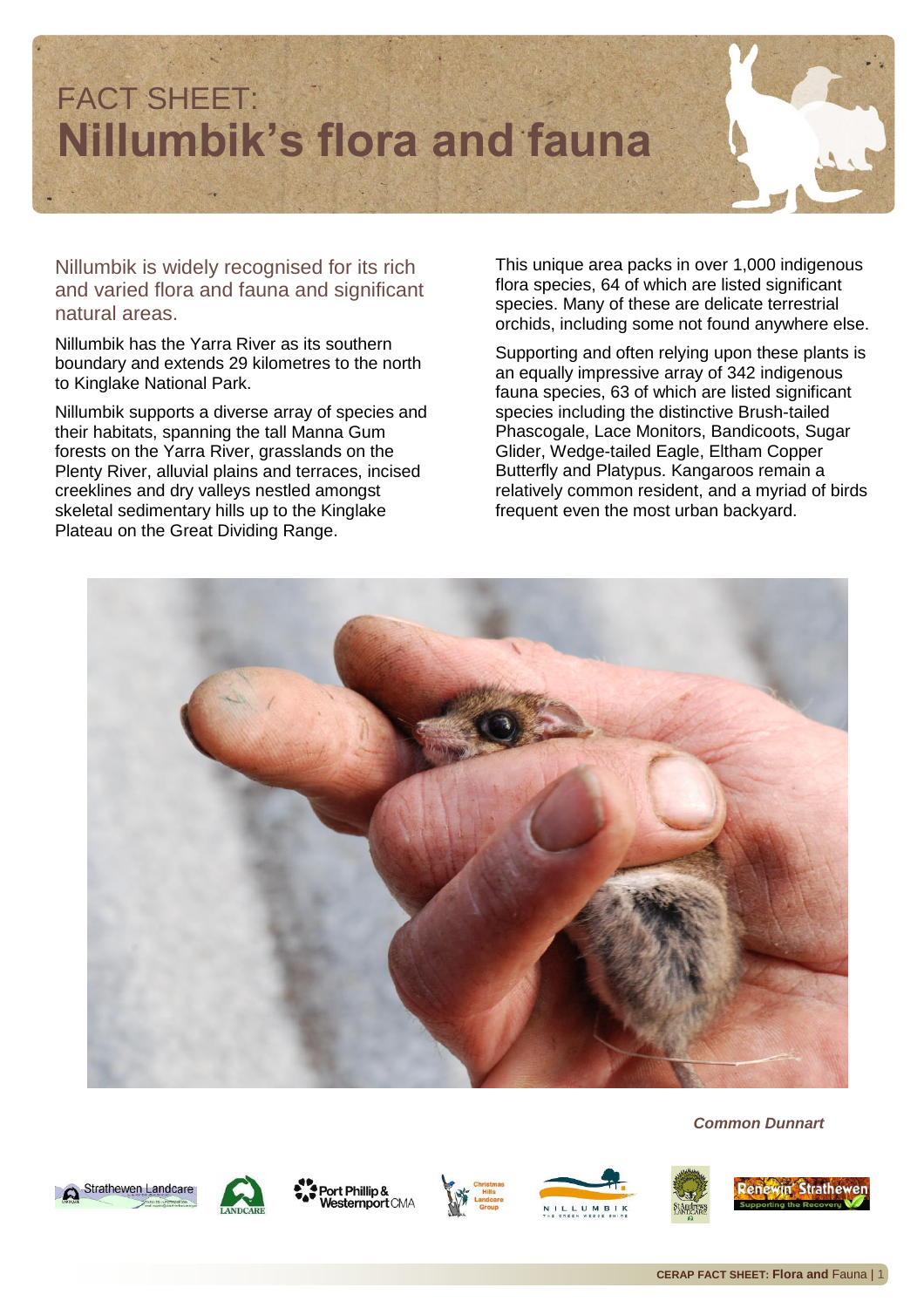# FACT SHEET: **Nillumbik's flora and fauna**

## Nillumbik is widely recognised for its rich and varied flora and fauna and significant natural areas.

Nillumbik has the Yarra River as its southern boundary and extends 29 kilometres to the north to Kinglake National Park.

Nillumbik supports a diverse array of species and their habitats, spanning the tall Manna Gum forests on the Yarra River, grasslands on the Plenty River, alluvial plains and terraces, incised creeklines and dry valleys nestled amongst skeletal sedimentary hills up to the Kinglake Plateau on the Great Dividing Range.

This unique area packs in over 1,000 indigenous flora species, 64 of which are listed significant species. Many of these are delicate terrestrial orchids, including some not found anywhere else.

Supporting and often relying upon these plants is an equally impressive array of 342 indigenous fauna species, 63 of which are listed significant species including the distinctive Brush-tailed Phascogale, Lace Monitors, Bandicoots, Sugar Glider, Wedge-tailed Eagle, Eltham Copper Butterfly and Platypus. Kangaroos remain a relatively common resident, and a myriad of birds frequent even the most urban backyard.

***Common Dunnart***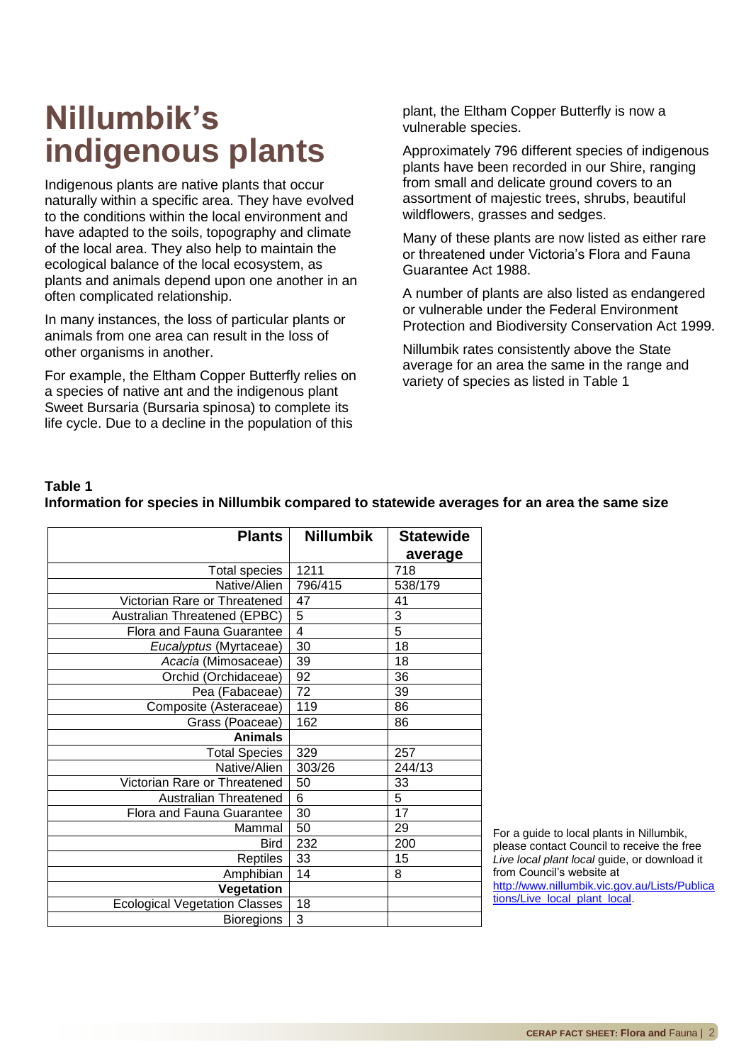# Nillumbik's indigenous plants

Indigenous plants are native plants that occur naturally within a specific area. They have evolved to the conditions within the local environment and have adapted to the soils, topography and climate of the local area. They also help to maintain the ecological balance of the local ecosystem, as plants and animals depend upon one another in an often complicated relationship.

In many instances, the loss of particular plants or animals from one area can result in the loss of other organisms in another.

For example, the Eltham Copper Butterfly relies on a species of native ant and the indigenous plant Sweet Bursaria (Bursaria spinosa) to complete its life cycle. Due to a decline in the population of this plant, the Eltham Copper Butterfly is now a vulnerable species.

Approximately 796 different species of indigenous plants have been recorded in our Shire, ranging from small and delicate ground covers to an assortment of majestic trees, shrubs, beautiful wildflowers, grasses and sedges.

Many of these plants are now listed as either rare or threatened under Victoria's Flora and Fauna Guarantee Act 1988.

A number of plants are also listed as endangered or vulnerable under the Federal Environment Protection and Biodiversity Conservation Act 1999.

Nillumbik rates consistently above the State average for an area the same in the range and variety of species as listed in Table 1

**Table 1**
**Information for species in Nillumbik compared to statewide averages for an area the same size**

| Plants | Nillumbik | Statewide average |
|---|---|---|
| Total species | 1211 | 718 |
| Native/Alien | 796/415 | 538/179 |
| Victorian Rare or Threatened | 47 | 41 |
| Australian Threatened (EPBC) | 5 | 3 |
| Flora and Fauna Guarantee | 4 | 5 |
| *Eucalyptus* (Myrtaceae) | 30 | 18 |
| *Acacia* (Mimosaceae) | 39 | 18 |
| Orchid (Orchidaceae) | 92 | 36 |
| Pea (Fabaceae) | 72 | 39 |
| Composite (Asteraceae) | 119 | 86 |
| Grass (Poaceae) | 162 | 86 |
| **Animals** | | |
| Total Species | 329 | 257 |
| Native/Alien | 303/26 | 244/13 |
| Victorian Rare or Threatened | 50 | 33 |
| Australian Threatened | 6 | 5 |
| Flora and Fauna Guarantee | 30 | 17 |
| Mammal | 50 | 29 |
| Bird | 232 | 200 |
| Reptiles | 33 | 15 |
| Amphibian | 14 | 8 |
| **Vegetation** | | |
| Ecological Vegetation Classes | 18 | |
| Bioregions | 3 | |

For a guide to local plants in Nillumbik, please contact Council to receive the free *Live local plant local* guide, or download it from Council's website at [http://www.nillumbik.vic.gov.au/Lists/Publications/Live_local_plant_local](http://www.nillumbik.vic.gov.au/Lists/Publications/Live_local_plant_local).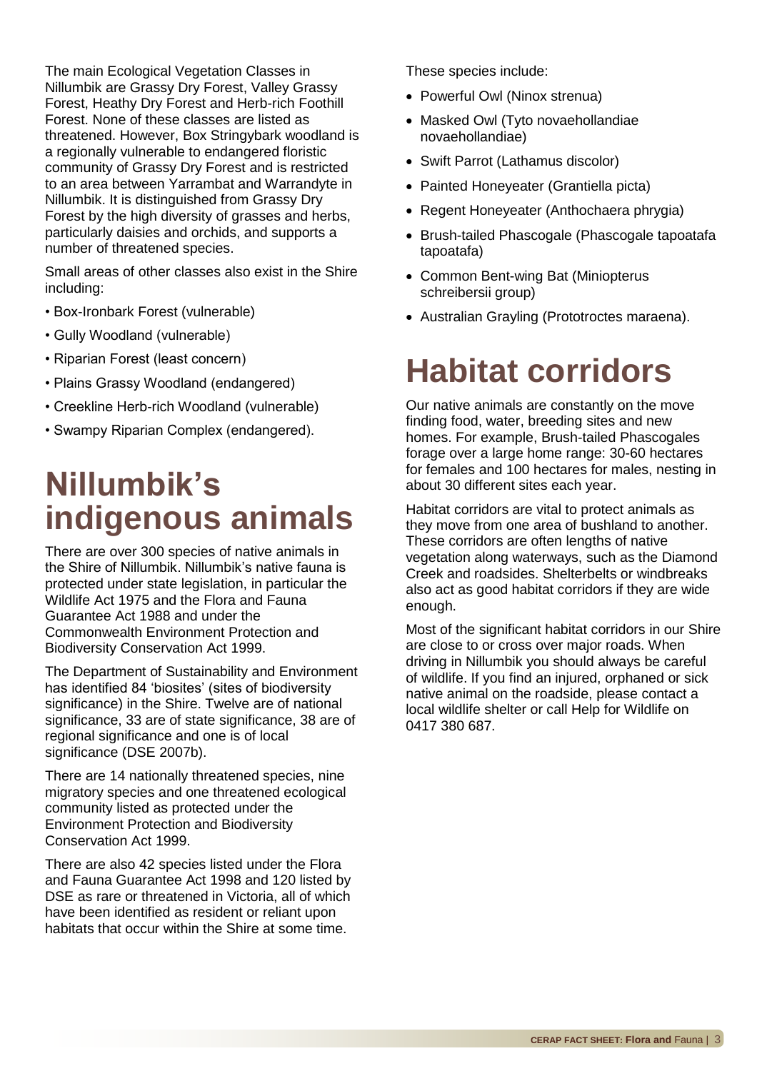The main Ecological Vegetation Classes in Nillumbik are Grassy Dry Forest, Valley Grassy Forest, Heathy Dry Forest and Herb-rich Foothill Forest. None of these classes are listed as threatened. However, Box Stringybark woodland is a regionally vulnerable to endangered floristic community of Grassy Dry Forest and is restricted to an area between Yarrambat and Warrandyte in Nillumbik. It is distinguished from Grassy Dry Forest by the high diversity of grasses and herbs, particularly daisies and orchids, and supports a number of threatened species.

Small areas of other classes also exist in the Shire including:

- Box-Ironbark Forest (vulnerable)
- Gully Woodland (vulnerable)
- Riparian Forest (least concern)
- Plains Grassy Woodland (endangered)
- Creekline Herb-rich Woodland (vulnerable)
- Swampy Riparian Complex (endangered).

# Nillumbik's indigenous animals

There are over 300 species of native animals in the Shire of Nillumbik. Nillumbik's native fauna is protected under state legislation, in particular the Wildlife Act 1975 and the Flora and Fauna Guarantee Act 1988 and under the Commonwealth Environment Protection and Biodiversity Conservation Act 1999.

The Department of Sustainability and Environment has identified 84 'biosites' (sites of biodiversity significance) in the Shire. Twelve are of national significance, 33 are of state significance, 38 are of regional significance and one is of local significance (DSE 2007b).

There are 14 nationally threatened species, nine migratory species and one threatened ecological community listed as protected under the Environment Protection and Biodiversity Conservation Act 1999.

There are also 42 species listed under the Flora and Fauna Guarantee Act 1998 and 120 listed by DSE as rare or threatened in Victoria, all of which have been identified as resident or reliant upon habitats that occur within the Shire at some time.

These species include:

- Powerful Owl (Ninox strenua)
- Masked Owl (Tyto novaehollandiae novaehollandiae)
- Swift Parrot (Lathamus discolor)
- Painted Honeyeater (Grantiella picta)
- Regent Honeyeater (Anthochaera phrygia)
- Brush-tailed Phascogale (Phascogale tapoatafa tapoatafa)
- Common Bent-wing Bat (Miniopterus schreibersii group)
- Australian Grayling (Prototroctes maraena).

# Habitat corridors

Our native animals are constantly on the move finding food, water, breeding sites and new homes. For example, Brush-tailed Phascogales forage over a large home range: 30-60 hectares for females and 100 hectares for males, nesting in about 30 different sites each year.

Habitat corridors are vital to protect animals as they move from one area of bushland to another. These corridors are often lengths of native vegetation along waterways, such as the Diamond Creek and roadsides. Shelterbelts or windbreaks also act as good habitat corridors if they are wide enough.

Most of the significant habitat corridors in our Shire are close to or cross over major roads. When driving in Nillumbik you should always be careful of wildlife. If you find an injured, orphaned or sick native animal on the roadside, please contact a local wildlife shelter or call Help for Wildlife on 0417 380 687.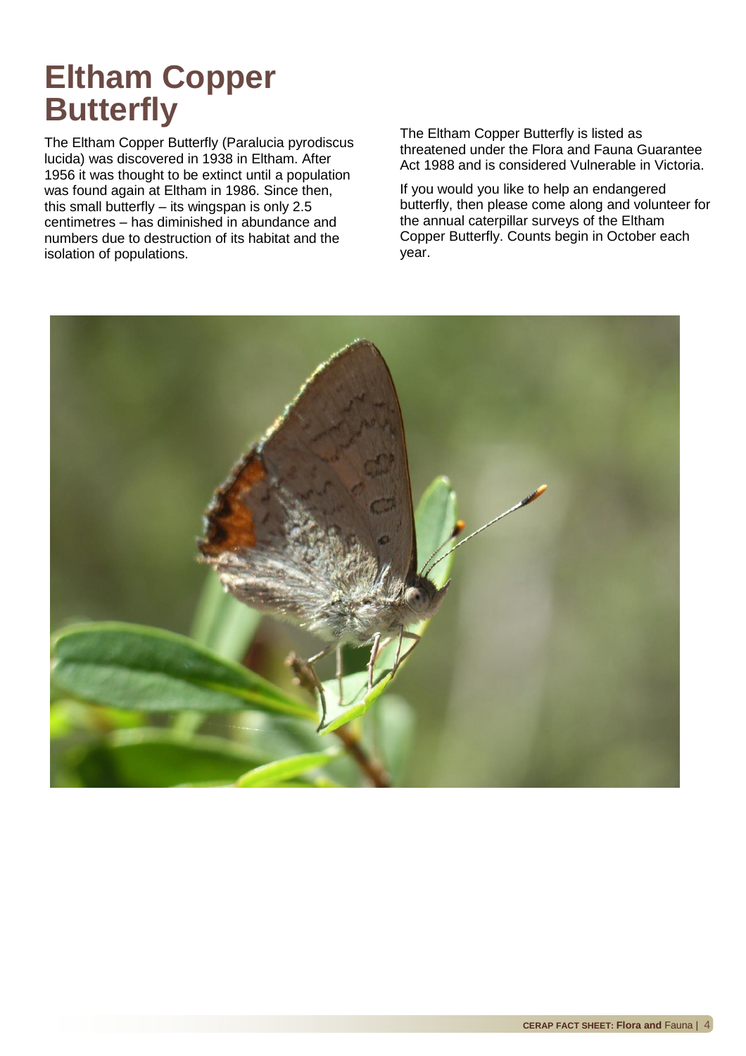# Eltham Copper Butterfly

The Eltham Copper Butterfly (Paralucia pyrodiscus lucida) was discovered in 1938 in Eltham. After 1956 it was thought to be extinct until a population was found again at Eltham in 1986. Since then, this small butterfly – its wingspan is only 2.5 centimetres – has diminished in abundance and numbers due to destruction of its habitat and the isolation of populations.

The Eltham Copper Butterfly is listed as threatened under the Flora and Fauna Guarantee Act 1988 and is considered Vulnerable in Victoria.

If you would you like to help an endangered butterfly, then please come along and volunteer for the annual caterpillar surveys of the Eltham Copper Butterfly. Counts begin in October each year.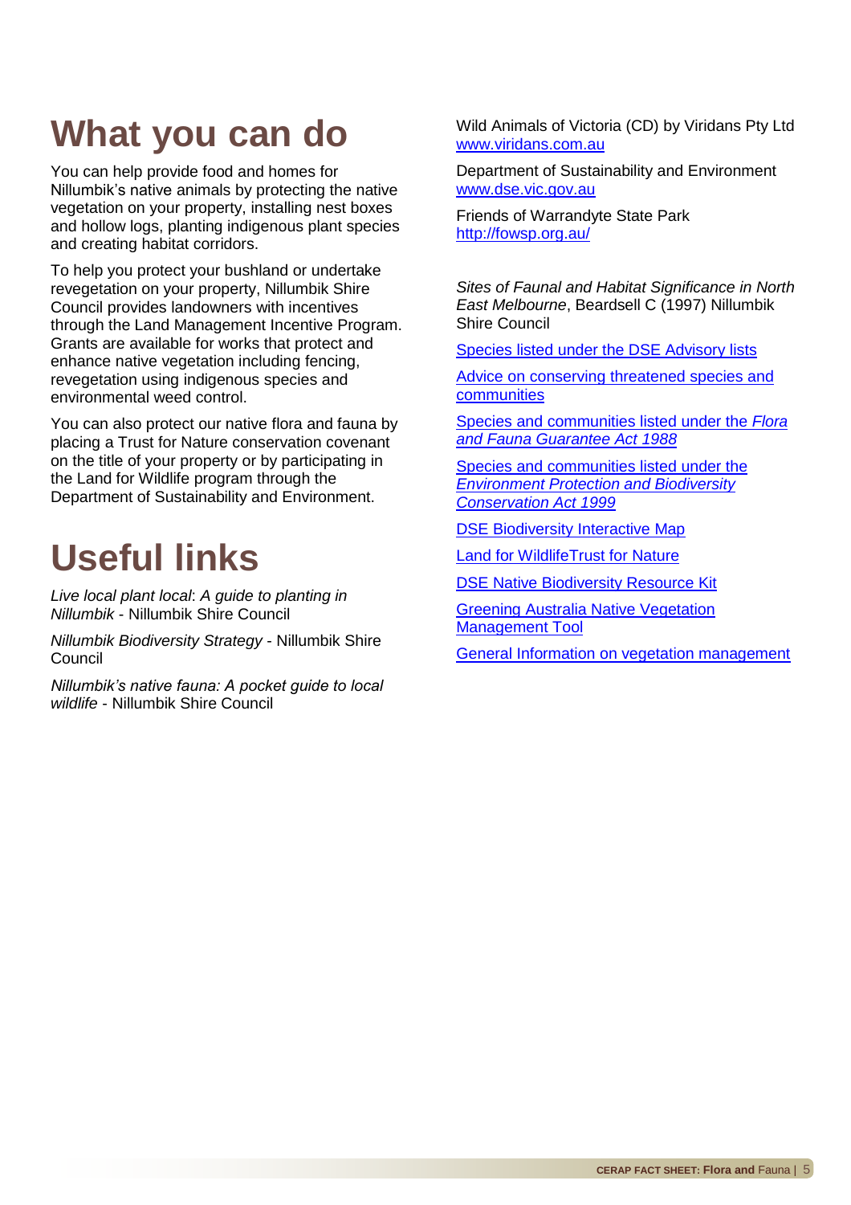# What you can do

You can help provide food and homes for Nillumbik's native animals by protecting the native vegetation on your property, installing nest boxes and hollow logs, planting indigenous plant species and creating habitat corridors.

To help you protect your bushland or undertake revegetation on your property, Nillumbik Shire Council provides landowners with incentives through the Land Management Incentive Program. Grants are available for works that protect and enhance native vegetation including fencing, revegetation using indigenous species and environmental weed control.

You can also protect our native flora and fauna by placing a Trust for Nature conservation covenant on the title of your property or by participating in the Land for Wildlife program through the Department of Sustainability and Environment.

# Useful links

*Live local plant local*: *A guide to planting in Nillumbik* - Nillumbik Shire Council

*Nillumbik Biodiversity Strategy* - Nillumbik Shire Council

*Nillumbik's native fauna: A pocket guide to local wildlife* - Nillumbik Shire Council

Wild Animals of Victoria (CD) by Viridans Pty Ltd
www.viridans.com.au

Department of Sustainability and Environment
www.dse.vic.gov.au

Friends of Warrandyte State Park
http://fowsp.org.au/

*Sites of Faunal and Habitat Significance in North East Melbourne*, Beardsell C (1997) Nillumbik Shire Council

Species listed under the DSE Advisory lists

Advice on conserving threatened species and communities

Species and communities listed under the *Flora and Fauna Guarantee Act 1988*

Species and communities listed under the *Environment Protection and Biodiversity Conservation Act 1999*

DSE Biodiversity Interactive Map

Land for WildlifeTrust for Nature

DSE Native Biodiversity Resource Kit

Greening Australia Native Vegetation Management Tool

General Information on vegetation management